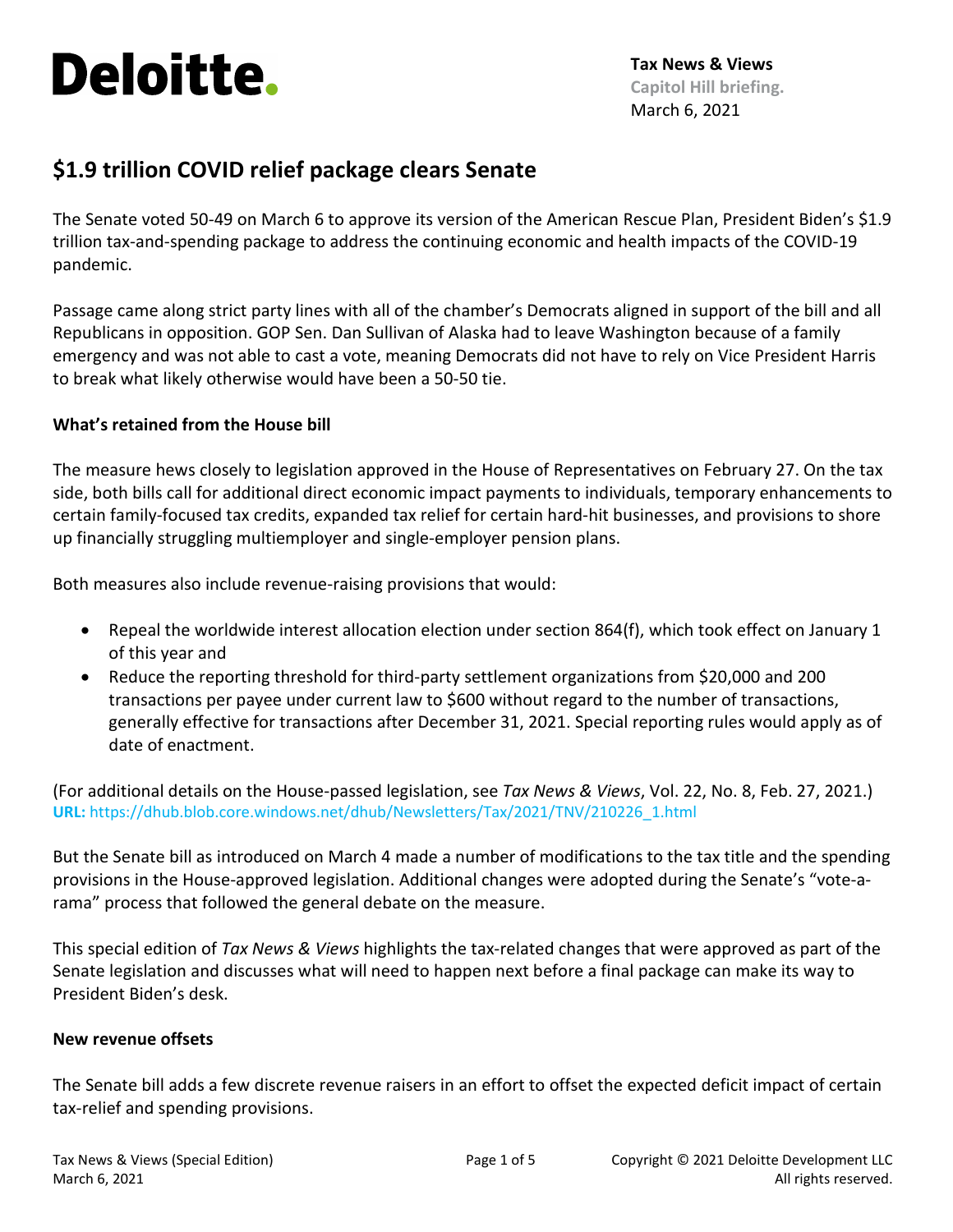Deloitte.

**Tax News & Views**
**Capitol Hill briefing.**
March 6, 2021

# $1.9 trillion COVID relief package clears Senate

The Senate voted 50-49 on March 6 to approve its version of the American Rescue Plan, President Biden's $1.9 trillion tax-and-spending package to address the continuing economic and health impacts of the COVID-19 pandemic.

Passage came along strict party lines with all of the chamber's Democrats aligned in support of the bill and all Republicans in opposition. GOP Sen. Dan Sullivan of Alaska had to leave Washington because of a family emergency and was not able to cast a vote, meaning Democrats did not have to rely on Vice President Harris to break what likely otherwise would have been a 50-50 tie.

**What's retained from the House bill**

The measure hews closely to legislation approved in the House of Representatives on February 27. On the tax side, both bills call for additional direct economic impact payments to individuals, temporary enhancements to certain family-focused tax credits, expanded tax relief for certain hard-hit businesses, and provisions to shore up financially struggling multiemployer and single-employer pension plans.

Both measures also include revenue-raising provisions that would:

- Repeal the worldwide interest allocation election under section 864(f), which took effect on January 1 of this year and
- Reduce the reporting threshold for third-party settlement organizations from $20,000 and 200 transactions per payee under current law to $600 without regard to the number of transactions, generally effective for transactions after December 31, 2021. Special reporting rules would apply as of date of enactment.

(For additional details on the House-passed legislation, see *Tax News & Views*, Vol. 22, No. 8, Feb. 27, 2021.)
**URL:** https://dhub.blob.core.windows.net/dhub/Newsletters/Tax/2021/TNV/210226_1.html

But the Senate bill as introduced on March 4 made a number of modifications to the tax title and the spending provisions in the House-approved legislation. Additional changes were adopted during the Senate's "vote-a-rama" process that followed the general debate on the measure.

This special edition of *Tax News & Views* highlights the tax-related changes that were approved as part of the Senate legislation and discusses what will need to happen next before a final package can make its way to President Biden's desk.

**New revenue offsets**

The Senate bill adds a few discrete revenue raisers in an effort to offset the expected deficit impact of certain tax-relief and spending provisions.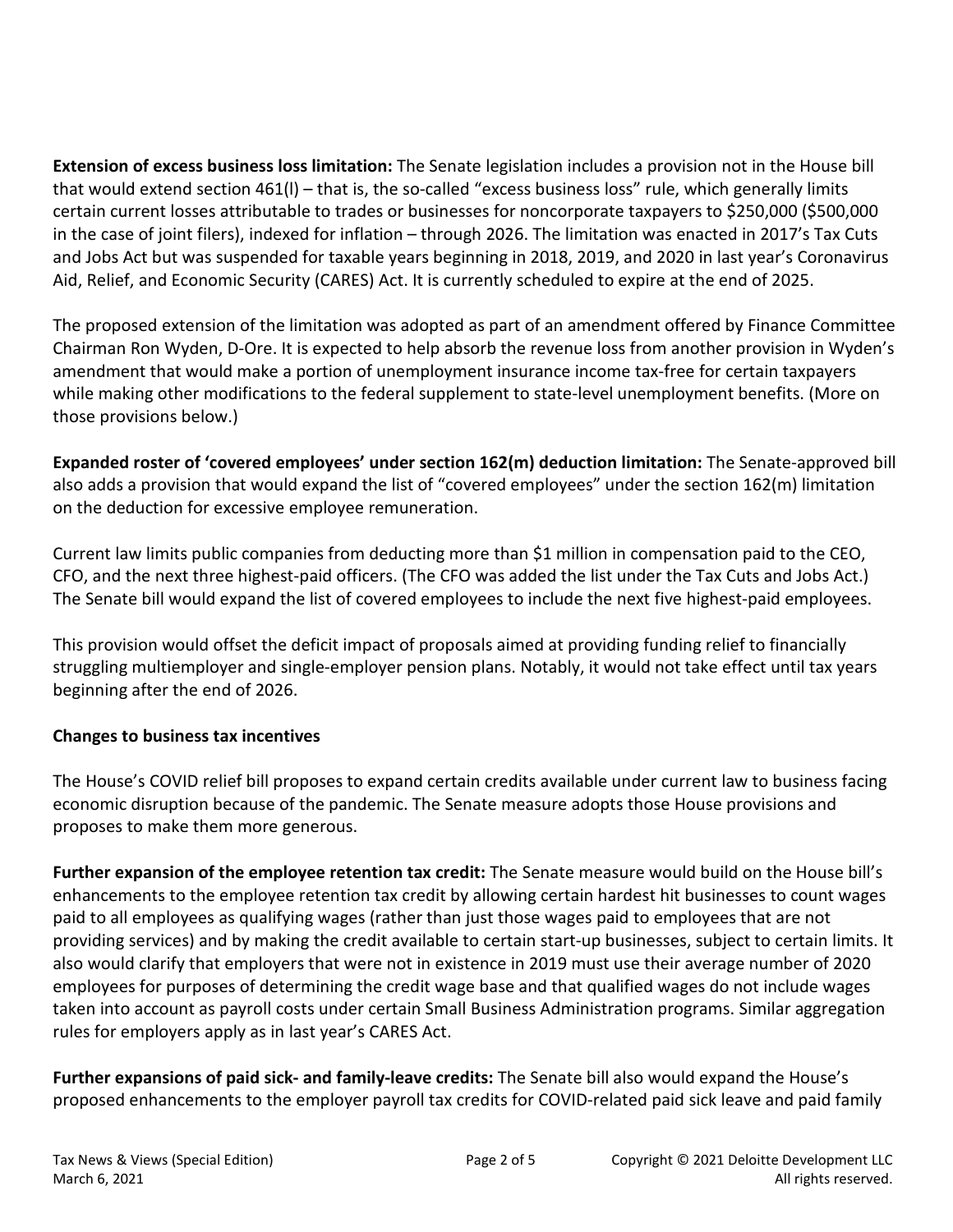**Extension of excess business loss limitation:** The Senate legislation includes a provision not in the House bill that would extend section 461(l) – that is, the so-called "excess business loss" rule, which generally limits certain current losses attributable to trades or businesses for noncorporate taxpayers to $250,000 ($500,000 in the case of joint filers), indexed for inflation – through 2026. The limitation was enacted in 2017's Tax Cuts and Jobs Act but was suspended for taxable years beginning in 2018, 2019, and 2020 in last year's Coronavirus Aid, Relief, and Economic Security (CARES) Act. It is currently scheduled to expire at the end of 2025.

The proposed extension of the limitation was adopted as part of an amendment offered by Finance Committee Chairman Ron Wyden, D-Ore. It is expected to help absorb the revenue loss from another provision in Wyden's amendment that would make a portion of unemployment insurance income tax-free for certain taxpayers while making other modifications to the federal supplement to state-level unemployment benefits. (More on those provisions below.)

**Expanded roster of 'covered employees' under section 162(m) deduction limitation:** The Senate-approved bill also adds a provision that would expand the list of "covered employees" under the section 162(m) limitation on the deduction for excessive employee remuneration.

Current law limits public companies from deducting more than $1 million in compensation paid to the CEO, CFO, and the next three highest-paid officers. (The CFO was added the list under the Tax Cuts and Jobs Act.) The Senate bill would expand the list of covered employees to include the next five highest-paid employees.

This provision would offset the deficit impact of proposals aimed at providing funding relief to financially struggling multiemployer and single-employer pension plans. Notably, it would not take effect until tax years beginning after the end of 2026.

**Changes to business tax incentives**

The House's COVID relief bill proposes to expand certain credits available under current law to business facing economic disruption because of the pandemic. The Senate measure adopts those House provisions and proposes to make them more generous.

**Further expansion of the employee retention tax credit:** The Senate measure would build on the House bill's enhancements to the employee retention tax credit by allowing certain hardest hit businesses to count wages paid to all employees as qualifying wages (rather than just those wages paid to employees that are not providing services) and by making the credit available to certain start-up businesses, subject to certain limits. It also would clarify that employers that were not in existence in 2019 must use their average number of 2020 employees for purposes of determining the credit wage base and that qualified wages do not include wages taken into account as payroll costs under certain Small Business Administration programs. Similar aggregation rules for employers apply as in last year's CARES Act.

**Further expansions of paid sick- and family-leave credits:** The Senate bill also would expand the House's proposed enhancements to the employer payroll tax credits for COVID-related paid sick leave and paid family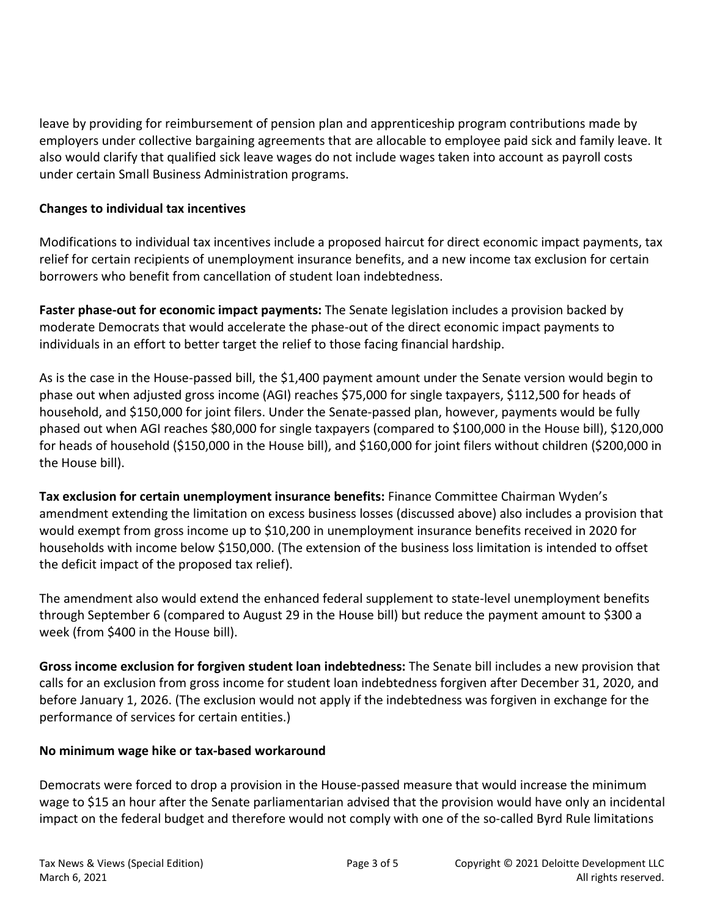leave by providing for reimbursement of pension plan and apprenticeship program contributions made by employers under collective bargaining agreements that are allocable to employee paid sick and family leave. It also would clarify that qualified sick leave wages do not include wages taken into account as payroll costs under certain Small Business Administration programs.

**Changes to individual tax incentives**

Modifications to individual tax incentives include a proposed haircut for direct economic impact payments, tax relief for certain recipients of unemployment insurance benefits, and a new income tax exclusion for certain borrowers who benefit from cancellation of student loan indebtedness.

**Faster phase-out for economic impact payments:** The Senate legislation includes a provision backed by moderate Democrats that would accelerate the phase-out of the direct economic impact payments to individuals in an effort to better target the relief to those facing financial hardship.

As is the case in the House-passed bill, the $1,400 payment amount under the Senate version would begin to phase out when adjusted gross income (AGI) reaches $75,000 for single taxpayers, $112,500 for heads of household, and $150,000 for joint filers. Under the Senate-passed plan, however, payments would be fully phased out when AGI reaches $80,000 for single taxpayers (compared to $100,000 in the House bill), $120,000 for heads of household ($150,000 in the House bill), and $160,000 for joint filers without children ($200,000 in the House bill).

**Tax exclusion for certain unemployment insurance benefits:** Finance Committee Chairman Wyden's amendment extending the limitation on excess business losses (discussed above) also includes a provision that would exempt from gross income up to $10,200 in unemployment insurance benefits received in 2020 for households with income below $150,000. (The extension of the business loss limitation is intended to offset the deficit impact of the proposed tax relief).

The amendment also would extend the enhanced federal supplement to state-level unemployment benefits through September 6 (compared to August 29 in the House bill) but reduce the payment amount to $300 a week (from $400 in the House bill).

**Gross income exclusion for forgiven student loan indebtedness:** The Senate bill includes a new provision that calls for an exclusion from gross income for student loan indebtedness forgiven after December 31, 2020, and before January 1, 2026. (The exclusion would not apply if the indebtedness was forgiven in exchange for the performance of services for certain entities.)

**No minimum wage hike or tax-based workaround**

Democrats were forced to drop a provision in the House-passed measure that would increase the minimum wage to $15 an hour after the Senate parliamentarian advised that the provision would have only an incidental impact on the federal budget and therefore would not comply with one of the so-called Byrd Rule limitations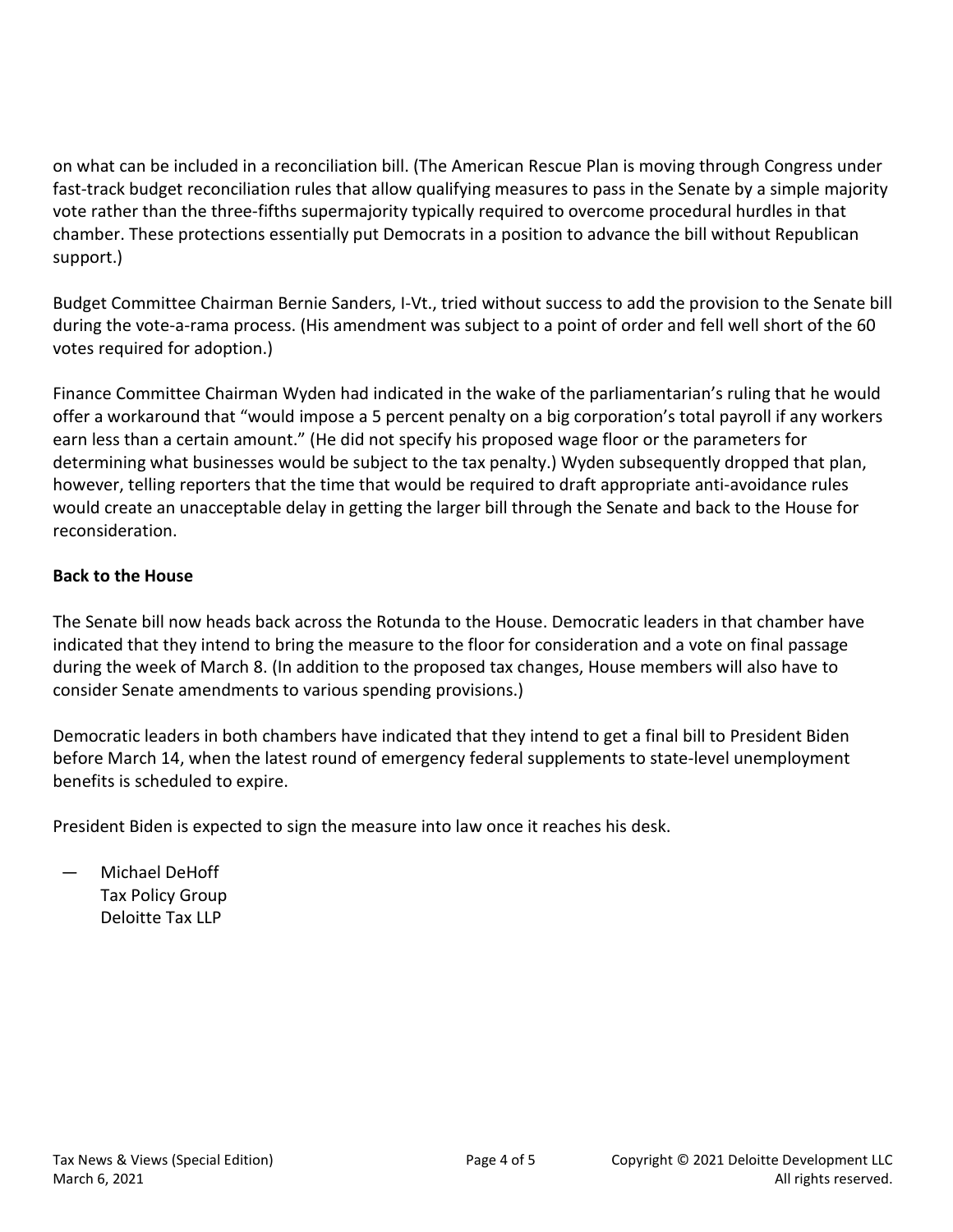on what can be included in a reconciliation bill. (The American Rescue Plan is moving through Congress under fast-track budget reconciliation rules that allow qualifying measures to pass in the Senate by a simple majority vote rather than the three-fifths supermajority typically required to overcome procedural hurdles in that chamber. These protections essentially put Democrats in a position to advance the bill without Republican support.)

Budget Committee Chairman Bernie Sanders, I-Vt., tried without success to add the provision to the Senate bill during the vote-a-rama process. (His amendment was subject to a point of order and fell well short of the 60 votes required for adoption.)

Finance Committee Chairman Wyden had indicated in the wake of the parliamentarian's ruling that he would offer a workaround that "would impose a 5 percent penalty on a big corporation's total payroll if any workers earn less than a certain amount." (He did not specify his proposed wage floor or the parameters for determining what businesses would be subject to the tax penalty.) Wyden subsequently dropped that plan, however, telling reporters that the time that would be required to draft appropriate anti-avoidance rules would create an unacceptable delay in getting the larger bill through the Senate and back to the House for reconsideration.

**Back to the House**

The Senate bill now heads back across the Rotunda to the House. Democratic leaders in that chamber have indicated that they intend to bring the measure to the floor for consideration and a vote on final passage during the week of March 8. (In addition to the proposed tax changes, House members will also have to consider Senate amendments to various spending provisions.)

Democratic leaders in both chambers have indicated that they intend to get a final bill to President Biden before March 14, when the latest round of emergency federal supplements to state-level unemployment benefits is scheduled to expire.

President Biden is expected to sign the measure into law once it reaches his desk.

— Michael DeHoff
Tax Policy Group
Deloitte Tax LLP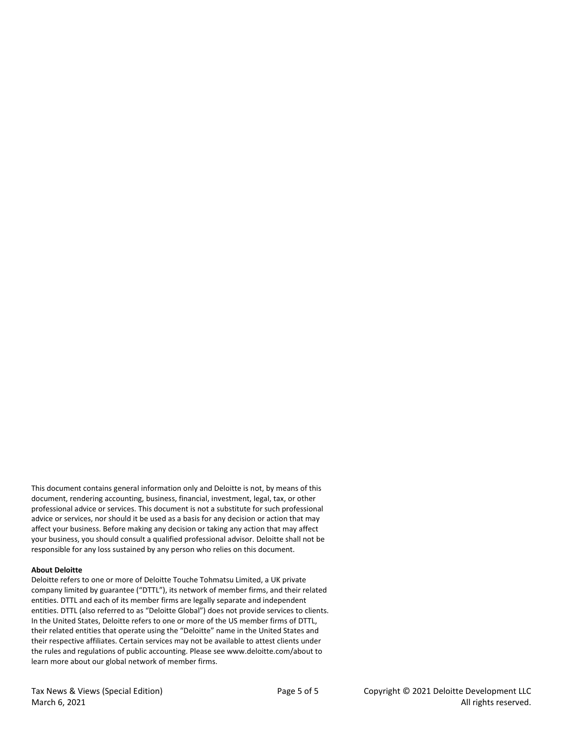This document contains general information only and Deloitte is not, by means of this document, rendering accounting, business, financial, investment, legal, tax, or other professional advice or services. This document is not a substitute for such professional advice or services, nor should it be used as a basis for any decision or action that may affect your business. Before making any decision or taking any action that may affect your business, you should consult a qualified professional advisor. Deloitte shall not be responsible for any loss sustained by any person who relies on this document.

**About Deloitte**

Deloitte refers to one or more of Deloitte Touche Tohmatsu Limited, a UK private company limited by guarantee ("DTTL"), its network of member firms, and their related entities. DTTL and each of its member firms are legally separate and independent entities. DTTL (also referred to as "Deloitte Global") does not provide services to clients. In the United States, Deloitte refers to one or more of the US member firms of DTTL, their related entities that operate using the "Deloitte" name in the United States and their respective affiliates. Certain services may not be available to attest clients under the rules and regulations of public accounting. Please see www.deloitte.com/about to learn more about our global network of member firms.

Copyright © 2021 Deloitte Development LLC
All rights reserved.